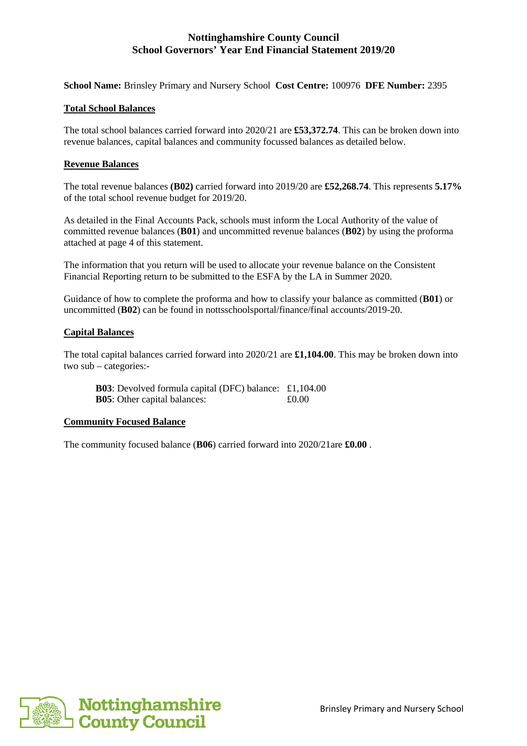**Nottinghamshire County Council**
**School Governors' Year End Financial Statement 2019/20**

**School Name:** Brinsley Primary and Nursery School **Cost Centre:** 100976 **DFE Number:** 2395

## Total School Balances

The total school balances carried forward into 2020/21 are **£53,372.74**. This can be broken down into revenue balances, capital balances and community focussed balances as detailed below.

## Revenue Balances

The total revenue balances **(B02)** carried forward into 2019/20 are **£52,268.74**. This represents **5.17%** of the total school revenue budget for 2019/20.

As detailed in the Final Accounts Pack, schools must inform the Local Authority of the value of committed revenue balances (**B01**) and uncommitted revenue balances (**B02**) by using the proforma attached at page 4 of this statement.

The information that you return will be used to allocate your revenue balance on the Consistent Financial Reporting return to be submitted to the ESFA by the LA in Summer 2020.

Guidance of how to complete the proforma and how to classify your balance as committed (**B01**) or uncommitted (**B02**) can be found in nottsschoolsportal/finance/final accounts/2019-20.

## Capital Balances

The total capital balances carried forward into 2020/21 are **£1,104.00**. This may be broken down into two sub – categories:-

| | |
|---|---|
| **B03**: Devolved formula capital (DFC) balance: | £1,104.00 |
| **B05**: Other capital balances: | £0.00 |

## Community Focused Balance

The community focused balance (**B06**) carried forward into 2020/21are **£0.00** .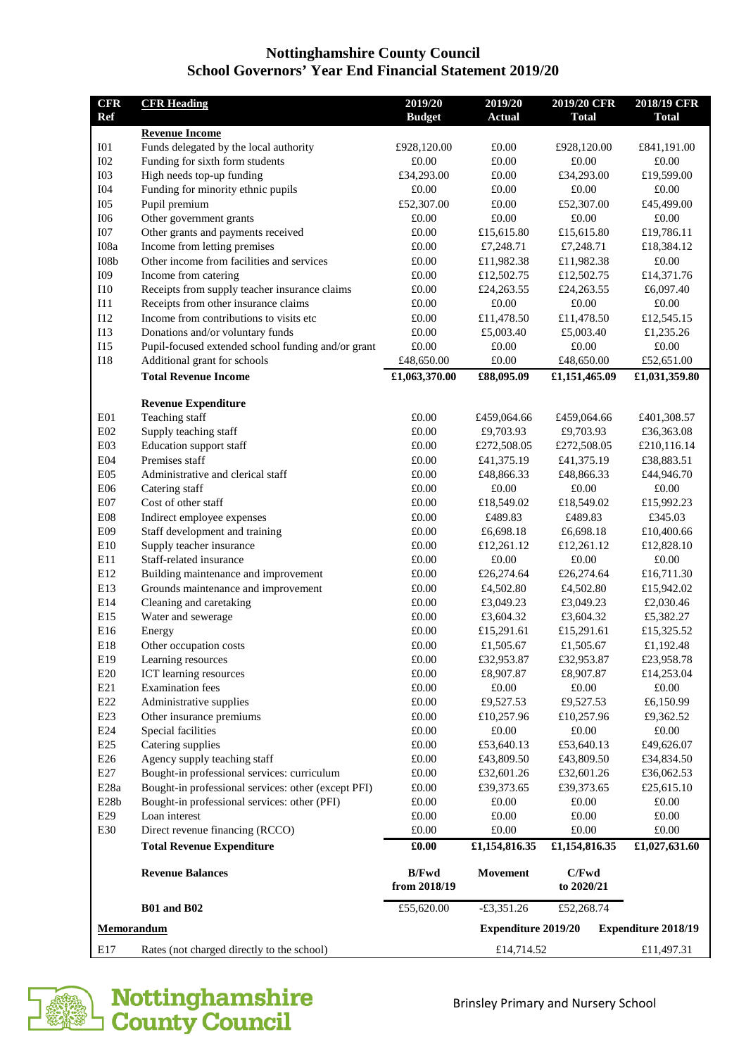# Nottinghamshire County Council
## School Governors' Year End Financial Statement 2019/20

| CFR Ref | CFR Heading | 2019/20 Budget | 2019/20 Actual | 2019/20 CFR Total | 2018/19 CFR Total |
|---|---|---|---|---|---|
| | **Revenue Income** | | | | |
| I01 | Funds delegated by the local authority | £928,120.00 | £0.00 | £928,120.00 | £841,191.00 |
| I02 | Funding for sixth form students | £0.00 | £0.00 | £0.00 | £0.00 |
| I03 | High needs top-up funding | £34,293.00 | £0.00 | £34,293.00 | £19,599.00 |
| I04 | Funding for minority ethnic pupils | £0.00 | £0.00 | £0.00 | £0.00 |
| I05 | Pupil premium | £52,307.00 | £0.00 | £52,307.00 | £45,499.00 |
| I06 | Other government grants | £0.00 | £0.00 | £0.00 | £0.00 |
| I07 | Other grants and payments received | £0.00 | £15,615.80 | £15,615.80 | £19,786.11 |
| I08a | Income from letting premises | £0.00 | £7,248.71 | £7,248.71 | £18,384.12 |
| I08b | Other income from facilities and services | £0.00 | £11,982.38 | £11,982.38 | £0.00 |
| I09 | Income from catering | £0.00 | £12,502.75 | £12,502.75 | £14,371.76 |
| I10 | Receipts from supply teacher insurance claims | £0.00 | £24,263.55 | £24,263.55 | £6,097.40 |
| I11 | Receipts from other insurance claims | £0.00 | £0.00 | £0.00 | £0.00 |
| I12 | Income from contributions to visits etc | £0.00 | £11,478.50 | £11,478.50 | £12,545.15 |
| I13 | Donations and/or voluntary funds | £0.00 | £5,003.40 | £5,003.40 | £1,235.26 |
| I15 | Pupil-focused extended school funding and/or grant | £0.00 | £0.00 | £0.00 | £0.00 |
| I18 | Additional grant for schools | £48,650.00 | £0.00 | £48,650.00 | £52,651.00 |
| | **Total Revenue Income** | **£1,063,370.00** | **£88,095.09** | **£1,151,465.09** | **£1,031,359.80** |
| | **Revenue Expenditure** | | | | |
| E01 | Teaching staff | £0.00 | £459,064.66 | £459,064.66 | £401,308.57 |
| E02 | Supply teaching staff | £0.00 | £9,703.93 | £9,703.93 | £36,363.08 |
| E03 | Education support staff | £0.00 | £272,508.05 | £272,508.05 | £210,116.14 |
| E04 | Premises staff | £0.00 | £41,375.19 | £41,375.19 | £38,883.51 |
| E05 | Administrative and clerical staff | £0.00 | £48,866.33 | £48,866.33 | £44,946.70 |
| E06 | Catering staff | £0.00 | £0.00 | £0.00 | £0.00 |
| E07 | Cost of other staff | £0.00 | £18,549.02 | £18,549.02 | £15,992.23 |
| E08 | Indirect employee expenses | £0.00 | £489.83 | £489.83 | £345.03 |
| E09 | Staff development and training | £0.00 | £6,698.18 | £6,698.18 | £10,400.66 |
| E10 | Supply teacher insurance | £0.00 | £12,261.12 | £12,261.12 | £12,828.10 |
| E11 | Staff-related insurance | £0.00 | £0.00 | £0.00 | £0.00 |
| E12 | Building maintenance and improvement | £0.00 | £26,274.64 | £26,274.64 | £16,711.30 |
| E13 | Grounds maintenance and improvement | £0.00 | £4,502.80 | £4,502.80 | £15,942.02 |
| E14 | Cleaning and caretaking | £0.00 | £3,049.23 | £3,049.23 | £2,030.46 |
| E15 | Water and sewerage | £0.00 | £3,604.32 | £3,604.32 | £5,382.27 |
| E16 | Energy | £0.00 | £15,291.61 | £15,291.61 | £15,325.52 |
| E18 | Other occupation costs | £0.00 | £1,505.67 | £1,505.67 | £1,192.48 |
| E19 | Learning resources | £0.00 | £32,953.87 | £32,953.87 | £23,958.78 |
| E20 | ICT learning resources | £0.00 | £8,907.87 | £8,907.87 | £14,253.04 |
| E21 | Examination fees | £0.00 | £0.00 | £0.00 | £0.00 |
| E22 | Administrative supplies | £0.00 | £9,527.53 | £9,527.53 | £6,150.99 |
| E23 | Other insurance premiums | £0.00 | £10,257.96 | £10,257.96 | £9,362.52 |
| E24 | Special facilities | £0.00 | £0.00 | £0.00 | £0.00 |
| E25 | Catering supplies | £0.00 | £53,640.13 | £53,640.13 | £49,626.07 |
| E26 | Agency supply teaching staff | £0.00 | £43,809.50 | £43,809.50 | £34,834.50 |
| E27 | Bought-in professional services: curriculum | £0.00 | £32,601.26 | £32,601.26 | £36,062.53 |
| E28a | Bought-in professional services: other (except PFI) | £0.00 | £39,373.65 | £39,373.65 | £25,615.10 |
| E28b | Bought-in professional services: other (PFI) | £0.00 | £0.00 | £0.00 | £0.00 |
| E29 | Loan interest | £0.00 | £0.00 | £0.00 | £0.00 |
| E30 | Direct revenue financing (RCCO) | £0.00 | £0.00 | £0.00 | £0.00 |
| | **Total Revenue Expenditure** | **£0.00** | **£1,154,816.35** | **£1,154,816.35** | **£1,027,631.60** |
| | **Revenue Balances** | **B/Fwd from 2018/19** | **Movement** | **C/Fwd to 2020/21** | |
| | **B01 and B02** | £55,620.00 | -£3,351.26 | £52,268.74 | |
| **Memorandum** | | | **Expenditure 2019/20** | | **Expenditure 2018/19** |
| E17 | Rates (not charged directly to the school) | | £14,714.52 | | £11,497.31 |

Nottinghamshire County Council

Brinsley Primary and Nursery School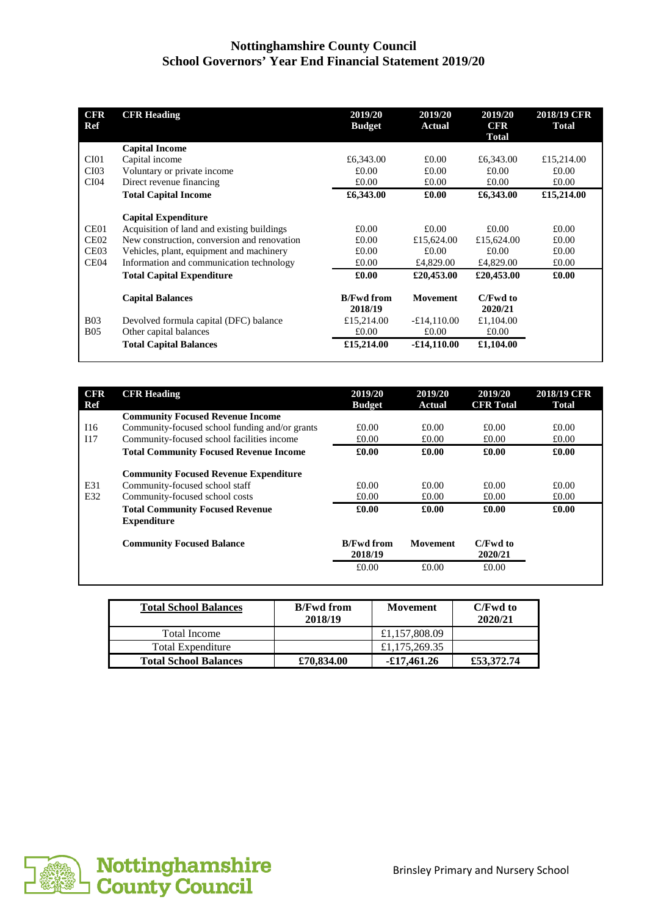# Nottinghamshire County Council
## School Governors' Year End Financial Statement 2019/20

| CFR Ref | CFR Heading | 2019/20 Budget | 2019/20 Actual | 2019/20 CFR Total | 2018/19 CFR Total |
|---|---|---|---|---|---|
| | **Capital Income** | | | | |
| CI01 | Capital income | £6,343.00 | £0.00 | £6,343.00 | £15,214.00 |
| CI03 | Voluntary or private income | £0.00 | £0.00 | £0.00 | £0.00 |
| CI04 | Direct revenue financing | £0.00 | £0.00 | £0.00 | £0.00 |
| | **Total Capital Income** | **£6,343.00** | **£0.00** | **£6,343.00** | **£15,214.00** |
| | **Capital Expenditure** | | | | |
| CE01 | Acquisition of land and existing buildings | £0.00 | £0.00 | £0.00 | £0.00 |
| CE02 | New construction, conversion and renovation | £0.00 | £15,624.00 | £15,624.00 | £0.00 |
| CE03 | Vehicles, plant, equipment and machinery | £0.00 | £0.00 | £0.00 | £0.00 |
| CE04 | Information and communication technology | £0.00 | £4,829.00 | £4,829.00 | £0.00 |
| | **Total Capital Expenditure** | **£0.00** | **£20,453.00** | **£20,453.00** | **£0.00** |
| | **Capital Balances** | **B/Fwd from 2018/19** | **Movement** | **C/Fwd to 2020/21** | |
| B03 | Devolved formula capital (DFC) balance | £15,214.00 | -£14,110.00 | £1,104.00 | |
| B05 | Other capital balances | £0.00 | £0.00 | £0.00 | |
| | **Total Capital Balances** | **£15,214.00** | **-£14,110.00** | **£1,104.00** | |

| CFR Ref | CFR Heading | 2019/20 Budget | 2019/20 Actual | 2019/20 CFR Total | 2018/19 CFR Total |
|---|---|---|---|---|---|
| | **Community Focused Revenue Income** | | | | |
| I16 | Community-focused school funding and/or grants | £0.00 | £0.00 | £0.00 | £0.00 |
| I17 | Community-focused school facilities income | £0.00 | £0.00 | £0.00 | £0.00 |
| | **Total Community Focused Revenue Income** | **£0.00** | **£0.00** | **£0.00** | **£0.00** |
| | **Community Focused Revenue Expenditure** | | | | |
| E31 | Community-focused school staff | £0.00 | £0.00 | £0.00 | £0.00 |
| E32 | Community-focused school costs | £0.00 | £0.00 | £0.00 | £0.00 |
| | **Total Community Focused Revenue Expenditure** | **£0.00** | **£0.00** | **£0.00** | **£0.00** |
| | **Community Focused Balance** | **B/Fwd from 2018/19** | **Movement** | **C/Fwd to 2020/21** | |
| | | £0.00 | £0.00 | £0.00 | |

| Total School Balances | B/Fwd from 2018/19 | Movement | C/Fwd to 2020/21 |
|---|---|---|---|
| Total Income | | £1,157,808.09 | |
| Total Expenditure | | £1,175,269.35 | |
| **Total School Balances** | **£70,834.00** | **-£17,461.26** | **£53,372.74** |

Brinsley Primary and Nursery School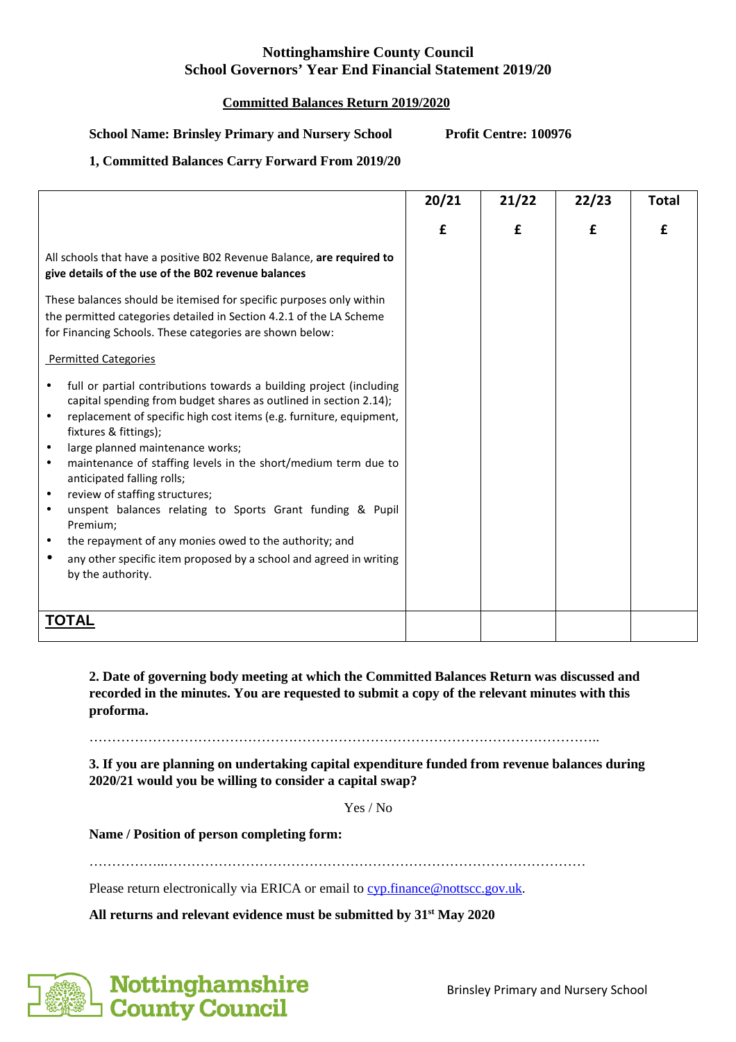**Nottinghamshire County Council**
**School Governors' Year End Financial Statement 2019/20**

**Committed Balances Return 2019/2020**

**School Name: Brinsley Primary and Nursery School** **Profit Centre: 100976**

**1, Committed Balances Carry Forward From 2019/20**

| | 20/21 | 21/22 | 22/23 | Total |
|---|---|---|---|---|
| | £ | £ | £ | £ |
| All schools that have a positive B02 Revenue Balance, **are required to give details of the use of the B02 revenue balances**<br><br>These balances should be itemised for specific purposes only within the permitted categories detailed in Section 4.2.1 of the LA Scheme for Financing Schools. These categories are shown below:<br><br>Permitted Categories<br><br>• full or partial contributions towards a building project (including capital spending from budget shares as outlined in section 2.14);<br>• replacement of specific high cost items (e.g. furniture, equipment, fixtures & fittings);<br>• large planned maintenance works;<br>• maintenance of staffing levels in the short/medium term due to anticipated falling rolls;<br>• review of staffing structures;<br>• unspent balances relating to Sports Grant funding & Pupil Premium;<br>• the repayment of any monies owed to the authority; and<br>• any other specific item proposed by a school and agreed in writing by the authority. | | | | |
| **TOTAL** | | | | |

**2. Date of governing body meeting at which the Committed Balances Return was discussed and recorded in the minutes. You are requested to submit a copy of the relevant minutes with this proforma.**

…………………………………………………………………………………………………..

**3. If you are planning on undertaking capital expenditure funded from revenue balances during 2020/21 would you be willing to consider a capital swap?**

Yes / No

**Name / Position of person completing form:**

……………..………………………………………………………………………………

Please return electronically via ERICA or email to cyp.finance@nottscc.gov.uk.

**All returns and relevant evidence must be submitted by 31st May 2020**